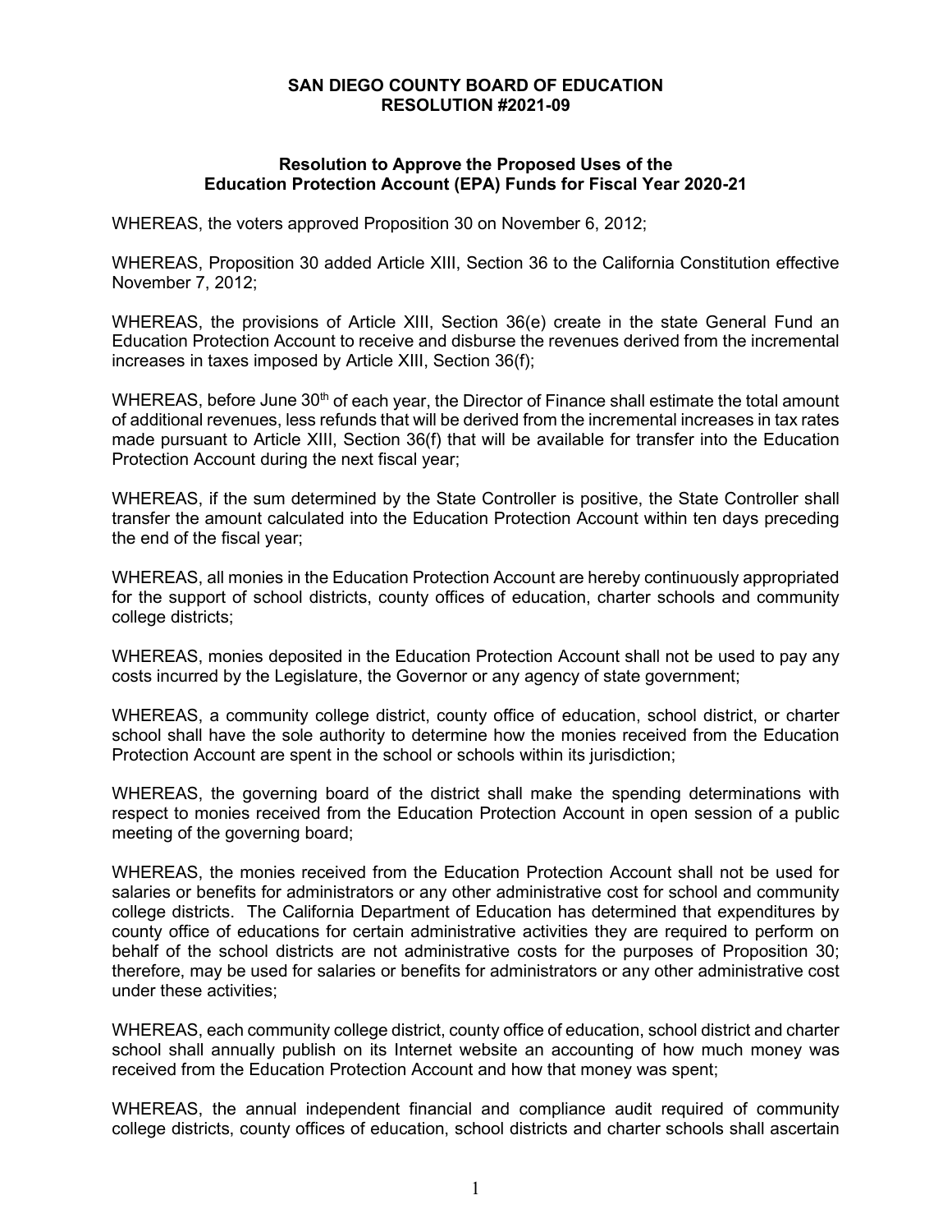# SAN DIEGO COUNTY BOARD OF EDUCATION
# RESOLUTION #2021-09

## Resolution to Approve the Proposed Uses of the Education Protection Account (EPA) Funds for Fiscal Year 2020-21

WHEREAS, the voters approved Proposition 30 on November 6, 2012;

WHEREAS, Proposition 30 added Article XIII, Section 36 to the California Constitution effective November 7, 2012;

WHEREAS, the provisions of Article XIII, Section 36(e) create in the state General Fund an Education Protection Account to receive and disburse the revenues derived from the incremental increases in taxes imposed by Article XIII, Section 36(f);

WHEREAS, before June 30th of each year, the Director of Finance shall estimate the total amount of additional revenues, less refunds that will be derived from the incremental increases in tax rates made pursuant to Article XIII, Section 36(f) that will be available for transfer into the Education Protection Account during the next fiscal year;

WHEREAS, if the sum determined by the State Controller is positive, the State Controller shall transfer the amount calculated into the Education Protection Account within ten days preceding the end of the fiscal year;

WHEREAS, all monies in the Education Protection Account are hereby continuously appropriated for the support of school districts, county offices of education, charter schools and community college districts;

WHEREAS, monies deposited in the Education Protection Account shall not be used to pay any costs incurred by the Legislature, the Governor or any agency of state government;

WHEREAS, a community college district, county office of education, school district, or charter school shall have the sole authority to determine how the monies received from the Education Protection Account are spent in the school or schools within its jurisdiction;

WHEREAS, the governing board of the district shall make the spending determinations with respect to monies received from the Education Protection Account in open session of a public meeting of the governing board;

WHEREAS, the monies received from the Education Protection Account shall not be used for salaries or benefits for administrators or any other administrative cost for school and community college districts. The California Department of Education has determined that expenditures by county office of educations for certain administrative activities they are required to perform on behalf of the school districts are not administrative costs for the purposes of Proposition 30; therefore, may be used for salaries or benefits for administrators or any other administrative cost under these activities;

WHEREAS, each community college district, county office of education, school district and charter school shall annually publish on its Internet website an accounting of how much money was received from the Education Protection Account and how that money was spent;

WHEREAS, the annual independent financial and compliance audit required of community college districts, county offices of education, school districts and charter schools shall ascertain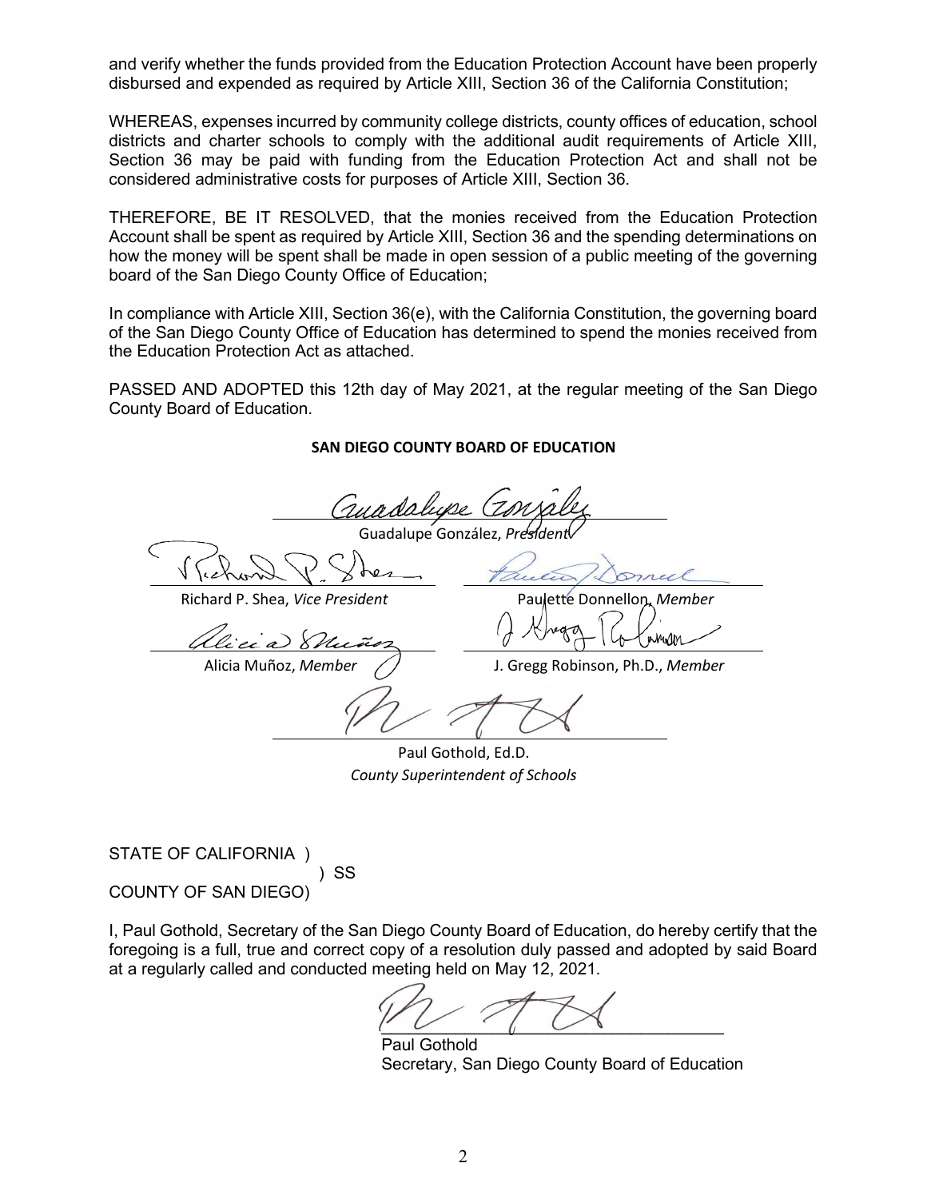and verify whether the funds provided from the Education Protection Account have been properly disbursed and expended as required by Article XIII, Section 36 of the California Constitution;

WHEREAS, expenses incurred by community college districts, county offices of education, school districts and charter schools to comply with the additional audit requirements of Article XIII, Section 36 may be paid with funding from the Education Protection Act and shall not be considered administrative costs for purposes of Article XIII, Section 36.

THEREFORE, BE IT RESOLVED, that the monies received from the Education Protection Account shall be spent as required by Article XIII, Section 36 and the spending determinations on how the money will be spent shall be made in open session of a public meeting of the governing board of the San Diego County Office of Education;

In compliance with Article XIII, Section 36(e), with the California Constitution, the governing board of the San Diego County Office of Education has determined to spend the monies received from the Education Protection Act as attached.

PASSED AND ADOPTED this 12th day of May 2021, at the regular meeting of the San Diego County Board of Education.

**SAN DIEGO COUNTY BOARD OF EDUCATION**

Guadalupe González, *President*

Richard P. Shea, *Vice President*

Paulette Donnellon, *Member*

Alicia Muñoz, *Member*

J. Gregg Robinson, Ph.D., *Member*

Paul Gothold, Ed.D.
*County Superintendent of Schools*

STATE OF CALIFORNIA )
) SS
COUNTY OF SAN DIEGO)

I, Paul Gothold, Secretary of the San Diego County Board of Education, do hereby certify that the foregoing is a full, true and correct copy of a resolution duly passed and adopted by said Board at a regularly called and conducted meeting held on May 12, 2021.

Paul Gothold
Secretary, San Diego County Board of Education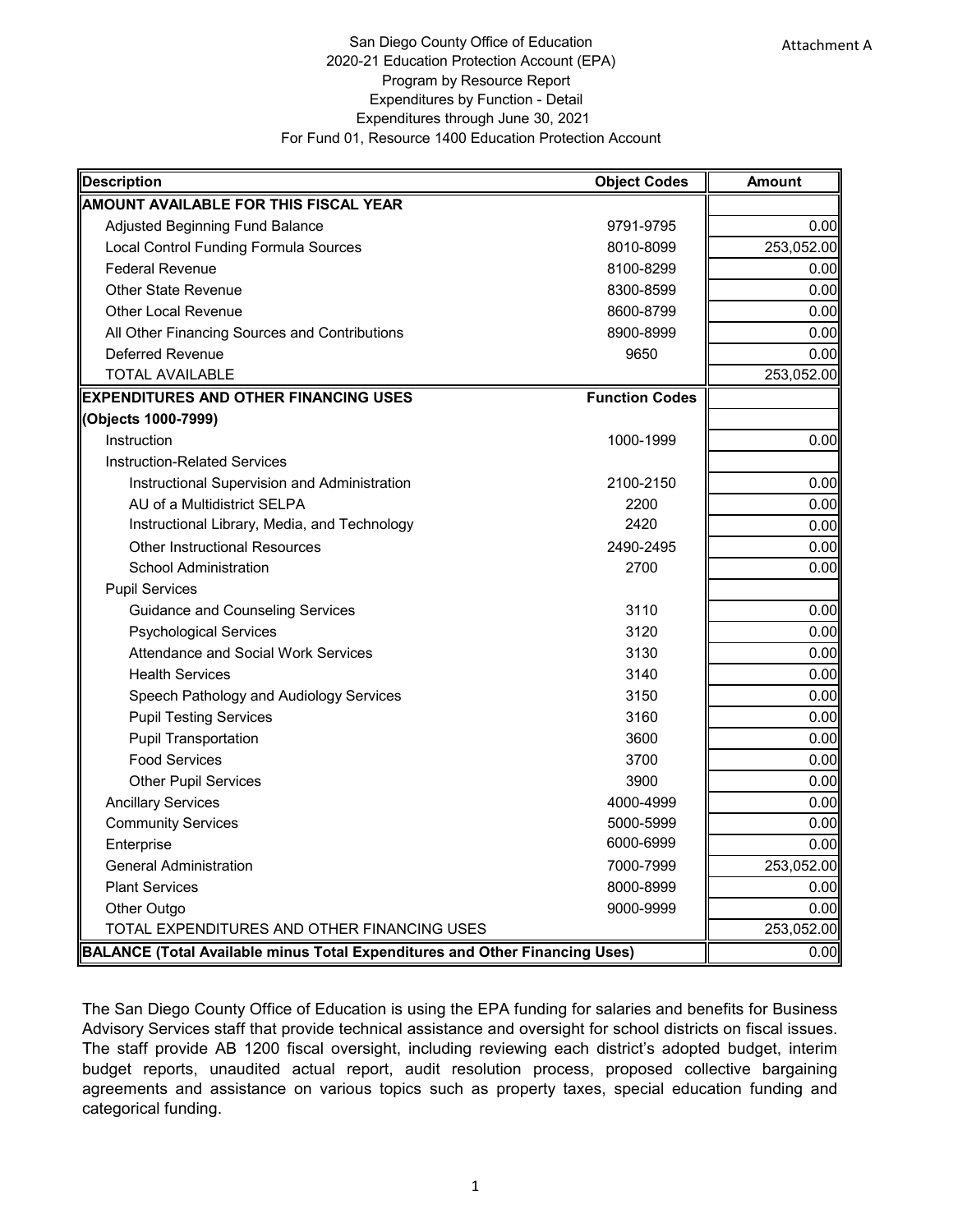Attachment A

San Diego County Office of Education
2020-21 Education Protection Account (EPA)
Program by Resource Report
Expenditures by Function - Detail
Expenditures through June 30, 2021
For Fund 01, Resource 1400 Education Protection Account

| Description | Object Codes | Amount |
|---|---|---|
| **AMOUNT AVAILABLE FOR THIS FISCAL YEAR** | | |
| Adjusted Beginning Fund Balance | 9791-9795 | 0.00 |
| Local Control Funding Formula Sources | 8010-8099 | 253,052.00 |
| Federal Revenue | 8100-8299 | 0.00 |
| Other State Revenue | 8300-8599 | 0.00 |
| Other Local Revenue | 8600-8799 | 0.00 |
| All Other Financing Sources and Contributions | 8900-8999 | 0.00 |
| Deferred Revenue | 9650 | 0.00 |
| TOTAL AVAILABLE | | 253,052.00 |
| **EXPENDITURES AND OTHER FINANCING USES** | **Function Codes** | |
| **(Objects 1000-7999)** | | |
| Instruction | 1000-1999 | 0.00 |
| Instruction-Related Services | | |
| Instructional Supervision and Administration | 2100-2150 | 0.00 |
| AU of a Multidistrict SELPA | 2200 | 0.00 |
| Instructional Library, Media, and Technology | 2420 | 0.00 |
| Other Instructional Resources | 2490-2495 | 0.00 |
| School Administration | 2700 | 0.00 |
| Pupil Services | | |
| Guidance and Counseling Services | 3110 | 0.00 |
| Psychological Services | 3120 | 0.00 |
| Attendance and Social Work Services | 3130 | 0.00 |
| Health Services | 3140 | 0.00 |
| Speech Pathology and Audiology Services | 3150 | 0.00 |
| Pupil Testing Services | 3160 | 0.00 |
| Pupil Transportation | 3600 | 0.00 |
| Food Services | 3700 | 0.00 |
| Other Pupil Services | 3900 | 0.00 |
| Ancillary Services | 4000-4999 | 0.00 |
| Community Services | 5000-5999 | 0.00 |
| Enterprise | 6000-6999 | 0.00 |
| General Administration | 7000-7999 | 253,052.00 |
| Plant Services | 8000-8999 | 0.00 |
| Other Outgo | 9000-9999 | 0.00 |
| TOTAL EXPENDITURES AND OTHER FINANCING USES | | 253,052.00 |
| **BALANCE (Total Available minus Total Expenditures and Other Financing Uses)** | | 0.00 |

The San Diego County Office of Education is using the EPA funding for salaries and benefits for Business Advisory Services staff that provide technical assistance and oversight for school districts on fiscal issues. The staff provide AB 1200 fiscal oversight, including reviewing each district's adopted budget, interim budget reports, unaudited actual report, audit resolution process, proposed collective bargaining agreements and assistance on various topics such as property taxes, special education funding and categorical funding.